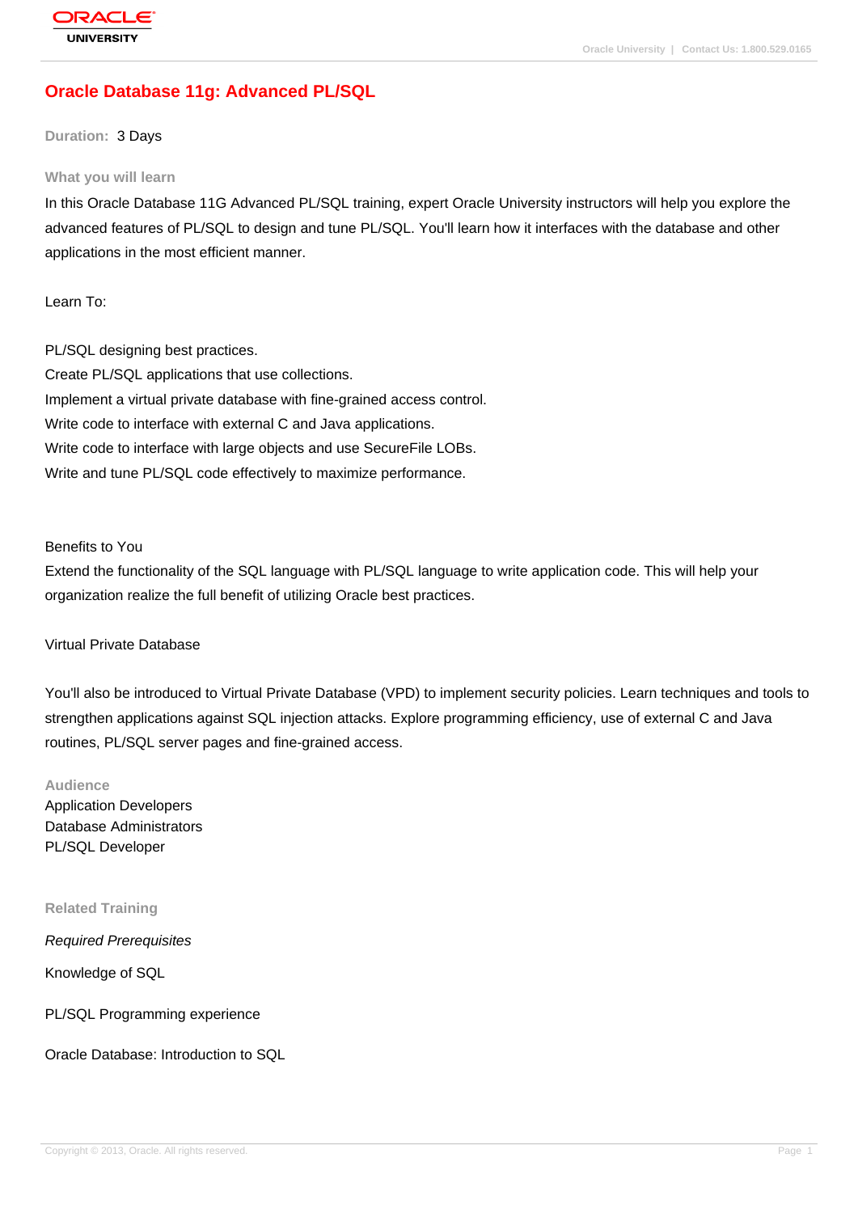# Oracle Database 11g: Advanced PL/SQL

**Duration:** 3 Days

## What you will learn

In this Oracle Database 11G Advanced PL/SQL training, expert Oracle University instructors will help you explore the advanced features of PL/SQL to design and tune PL/SQL. You'll learn how it interfaces with the database and other applications in the most efficient manner.

Learn To:

PL/SQL designing best practices.
Create PL/SQL applications that use collections.
Implement a virtual private database with fine-grained access control.
Write code to interface with external C and Java applications.
Write code to interface with large objects and use SecureFile LOBs.
Write and tune PL/SQL code effectively to maximize performance.

Benefits to You
Extend the functionality of the SQL language with PL/SQL language to write application code. This will help your organization realize the full benefit of utilizing Oracle best practices.

Virtual Private Database

You'll also be introduced to Virtual Private Database (VPD) to implement security policies. Learn techniques and tools to strengthen applications against SQL injection attacks. Explore programming efficiency, use of external C and Java routines, PL/SQL server pages and fine-grained access.

## Audience

Application Developers
Database Administrators
PL/SQL Developer

## Related Training

*Required Prerequisites*

Knowledge of SQL

PL/SQL Programming experience

Oracle Database: Introduction to SQL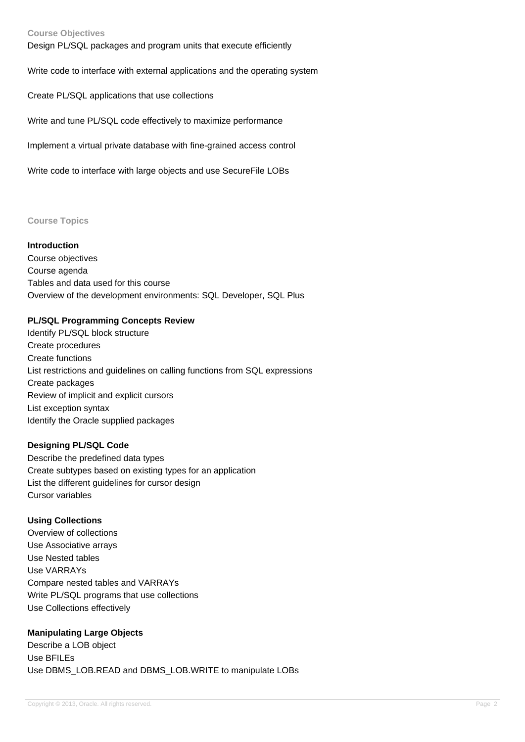### Course Objectives

Design PL/SQL packages and program units that execute efficiently

Write code to interface with external applications and the operating system

Create PL/SQL applications that use collections

Write and tune PL/SQL code effectively to maximize performance

Implement a virtual private database with fine-grained access control

Write code to interface with large objects and use SecureFile LOBs

### Course Topics

**Introduction**

Course objectives
Course agenda
Tables and data used for this course
Overview of the development environments: SQL Developer, SQL Plus

**PL/SQL Programming Concepts Review**

Identify PL/SQL block structure
Create procedures
Create functions
List restrictions and guidelines on calling functions from SQL expressions
Create packages
Review of implicit and explicit cursors
List exception syntax
Identify the Oracle supplied packages

**Designing PL/SQL Code**

Describe the predefined data types
Create subtypes based on existing types for an application
List the different guidelines for cursor design
Cursor variables

**Using Collections**

Overview of collections
Use Associative arrays
Use Nested tables
Use VARRAYs
Compare nested tables and VARRAYs
Write PL/SQL programs that use collections
Use Collections effectively

**Manipulating Large Objects**

Describe a LOB object
Use BFILEs
Use DBMS_LOB.READ and DBMS_LOB.WRITE to manipulate LOBs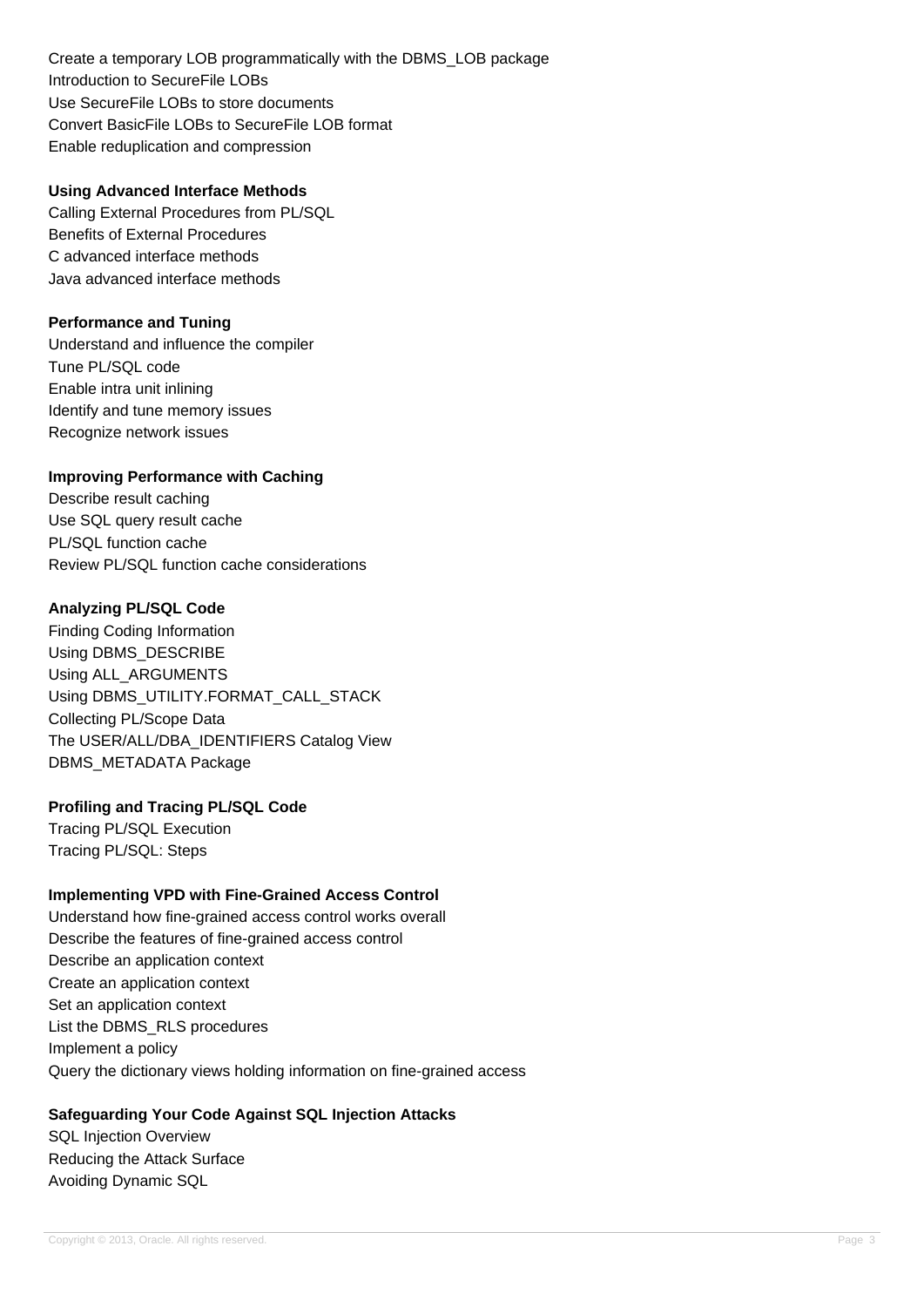Create a temporary LOB programmatically with the DBMS_LOB package
Introduction to SecureFile LOBs
Use SecureFile LOBs to store documents
Convert BasicFile LOBs to SecureFile LOB format
Enable reduplication and compression

**Using Advanced Interface Methods**

Calling External Procedures from PL/SQL
Benefits of External Procedures
C advanced interface methods
Java advanced interface methods

**Performance and Tuning**

Understand and influence the compiler
Tune PL/SQL code
Enable intra unit inlining
Identify and tune memory issues
Recognize network issues

**Improving Performance with Caching**

Describe result caching
Use SQL query result cache
PL/SQL function cache
Review PL/SQL function cache considerations

**Analyzing PL/SQL Code**

Finding Coding Information
Using DBMS_DESCRIBE
Using ALL_ARGUMENTS
Using DBMS_UTILITY.FORMAT_CALL_STACK
Collecting PL/Scope Data
The USER/ALL/DBA_IDENTIFIERS Catalog View
DBMS_METADATA Package

**Profiling and Tracing PL/SQL Code**

Tracing PL/SQL Execution
Tracing PL/SQL: Steps

**Implementing VPD with Fine-Grained Access Control**

Understand how fine-grained access control works overall
Describe the features of fine-grained access control
Describe an application context
Create an application context
Set an application context
List the DBMS_RLS procedures
Implement a policy
Query the dictionary views holding information on fine-grained access

**Safeguarding Your Code Against SQL Injection Attacks**

SQL Injection Overview
Reducing the Attack Surface
Avoiding Dynamic SQL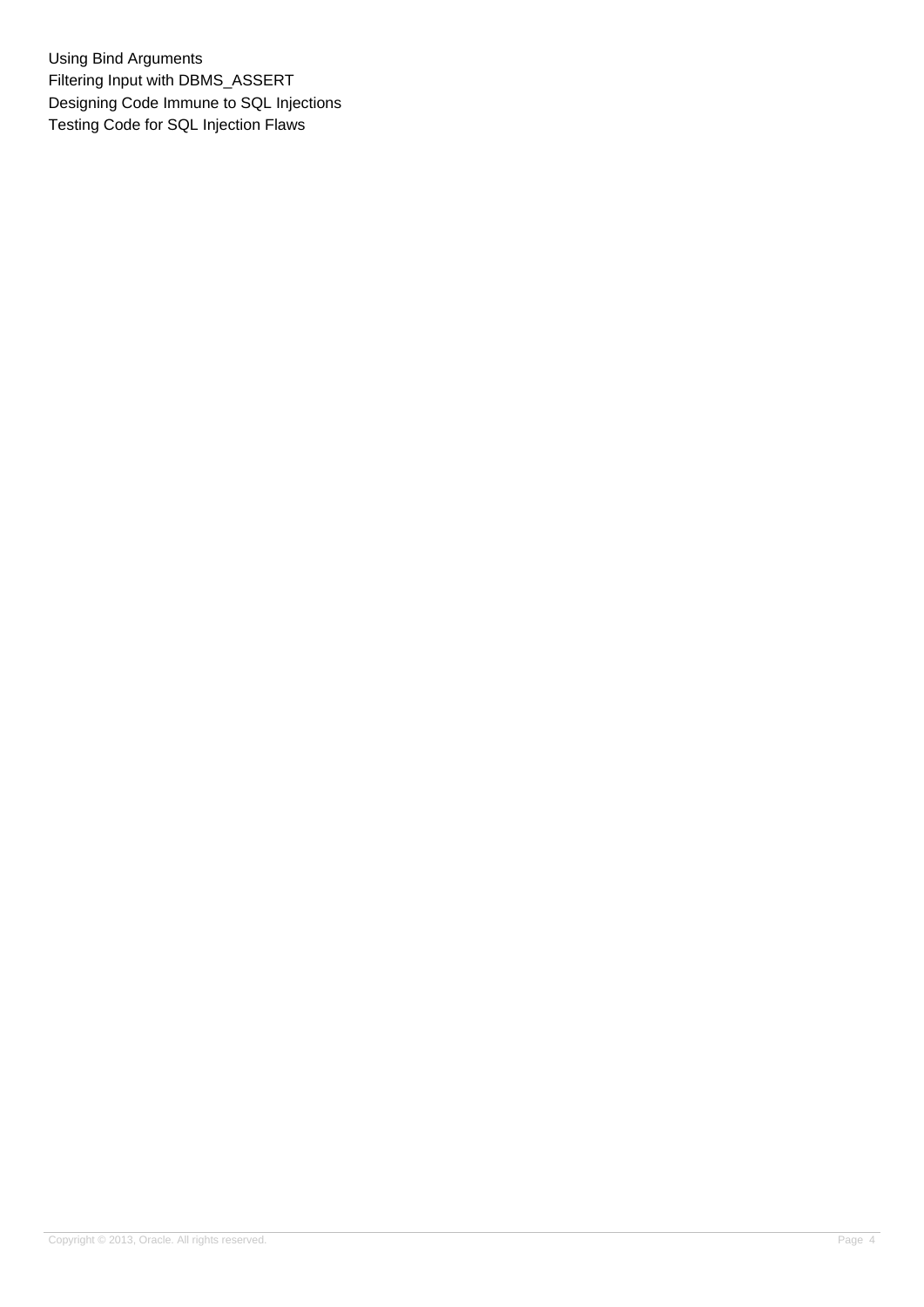Using Bind Arguments
Filtering Input with DBMS_ASSERT
Designing Code Immune to SQL Injections
Testing Code for SQL Injection Flaws